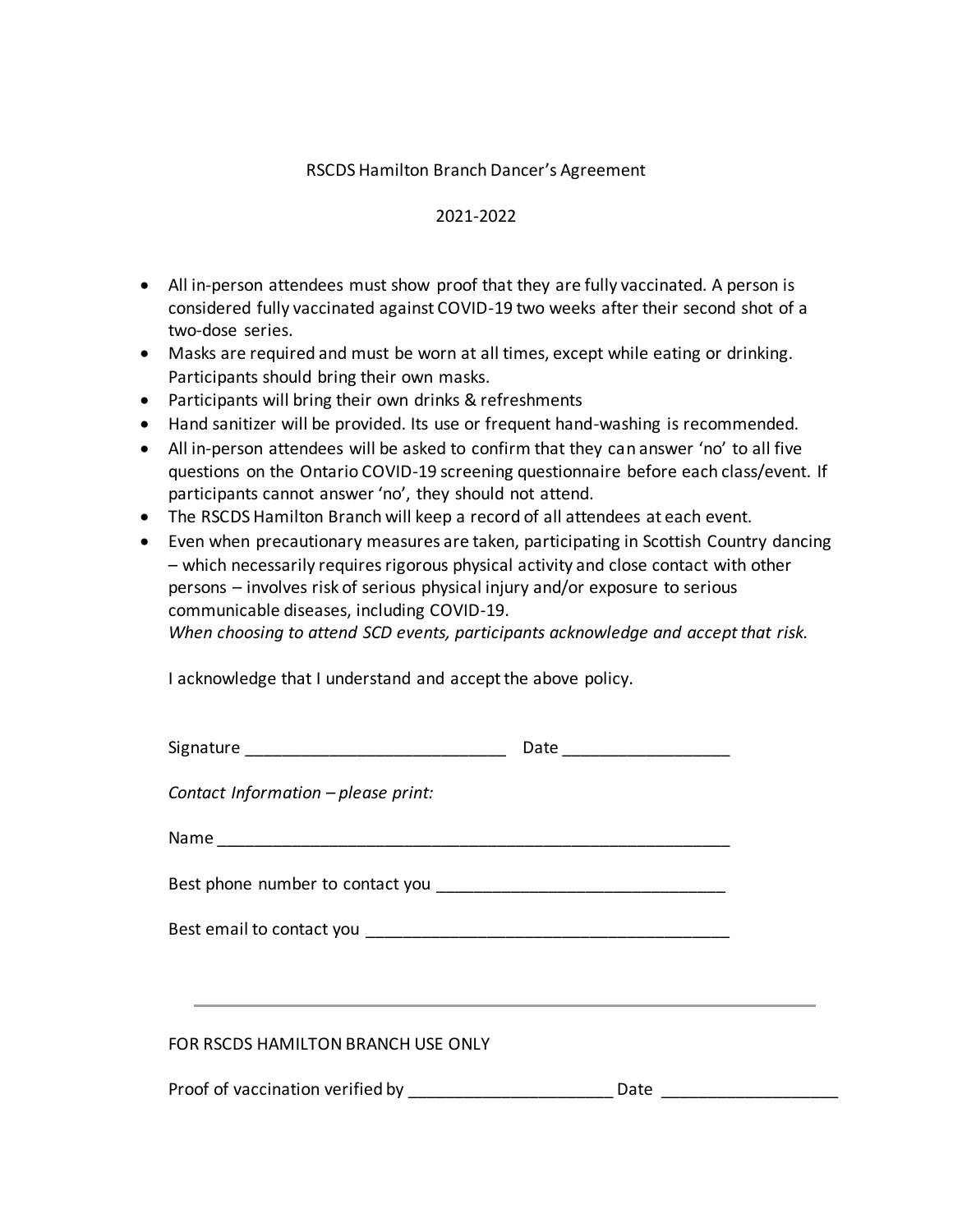# RSCDS Hamilton Branch Dancer's Agreement

## 2021-2022

- All in-person attendees must show proof that they are fully vaccinated. A person is considered fully vaccinated against COVID-19 two weeks after their second shot of a two-dose series.
- Masks are required and must be worn at all times, except while eating or drinking. Participants should bring their own masks.
- Participants will bring their own drinks & refreshments
- Hand sanitizer will be provided. Its use or frequent hand-washing is recommended.
- All in-person attendees will be asked to confirm that they can answer 'no' to all five questions on the Ontario COVID-19 screening questionnaire before each class/event. If participants cannot answer 'no', they should not attend.
- The RSCDS Hamilton Branch will keep a record of all attendees at each event.
- Even when precautionary measures are taken, participating in Scottish Country dancing – which necessarily requires rigorous physical activity and close contact with other persons – involves risk of serious physical injury and/or exposure to serious communicable diseases, including COVID-19.
  *When choosing to attend SCD events, participants acknowledge and accept that risk.*

I acknowledge that I understand and accept the above policy.

Signature ____________________________ Date __________________

*Contact Information – please print:*

Name _________________________________________________________

Best phone number to contact you _______________________________

Best email to contact you ________________________________________

---

FOR RSCDS HAMILTON BRANCH USE ONLY

Proof of vaccination verified by ______________________ Date ___________________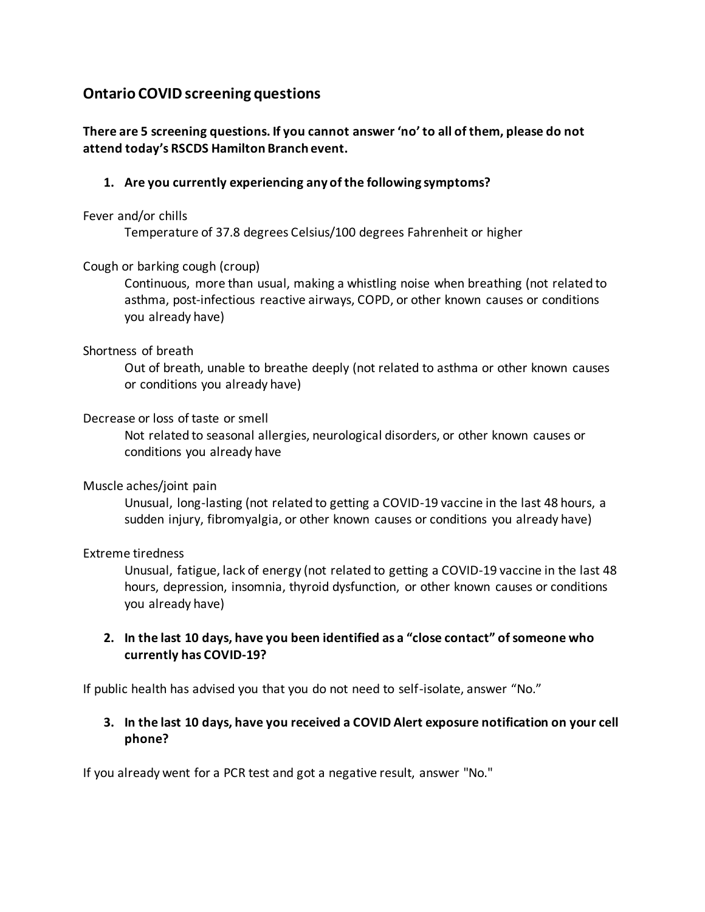## Ontario COVID screening questions

**There are 5 screening questions. If you cannot answer 'no' to all of them, please do not attend today's RSCDS Hamilton Branch event.**

1. **Are you currently experiencing any of the following symptoms?**

Fever and/or chills

> Temperature of 37.8 degrees Celsius/100 degrees Fahrenheit or higher

Cough or barking cough (croup)

> Continuous, more than usual, making a whistling noise when breathing (not related to asthma, post-infectious reactive airways, COPD, or other known causes or conditions you already have)

Shortness of breath

> Out of breath, unable to breathe deeply (not related to asthma or other known causes or conditions you already have)

Decrease or loss of taste or smell

> Not related to seasonal allergies, neurological disorders, or other known causes or conditions you already have

Muscle aches/joint pain

> Unusual, long-lasting (not related to getting a COVID-19 vaccine in the last 48 hours, a sudden injury, fibromyalgia, or other known causes or conditions you already have)

Extreme tiredness

> Unusual, fatigue, lack of energy (not related to getting a COVID-19 vaccine in the last 48 hours, depression, insomnia, thyroid dysfunction, or other known causes or conditions you already have)

2. **In the last 10 days, have you been identified as a "close contact" of someone who currently has COVID-19?**

If public health has advised you that you do not need to self-isolate, answer "No."

3. **In the last 10 days, have you received a COVID Alert exposure notification on your cell phone?**

If you already went for a PCR test and got a negative result, answer "No."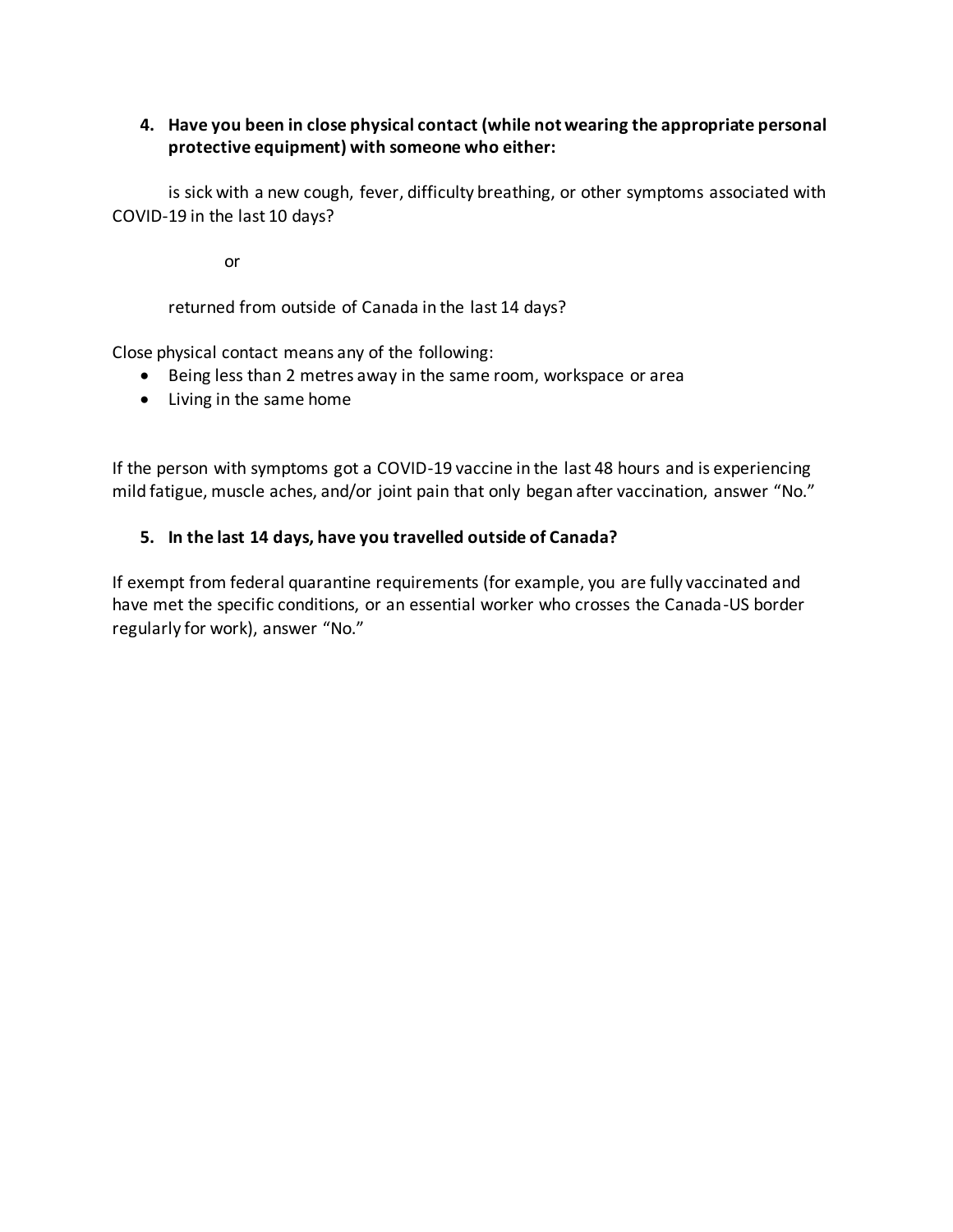4. **Have you been in close physical contact (while not wearing the appropriate personal protective equipment) with someone who either:**

   is sick with a new cough, fever, difficulty breathing, or other symptoms associated with COVID-19 in the last 10 days?

   or

   returned from outside of Canada in the last 14 days?

Close physical contact means any of the following:

- Being less than 2 metres away in the same room, workspace or area
- Living in the same home

If the person with symptoms got a COVID-19 vaccine in the last 48 hours and is experiencing mild fatigue, muscle aches, and/or joint pain that only began after vaccination, answer "No."

5. **In the last 14 days, have you travelled outside of Canada?**

If exempt from federal quarantine requirements (for example, you are fully vaccinated and have met the specific conditions, or an essential worker who crosses the Canada-US border regularly for work), answer "No."